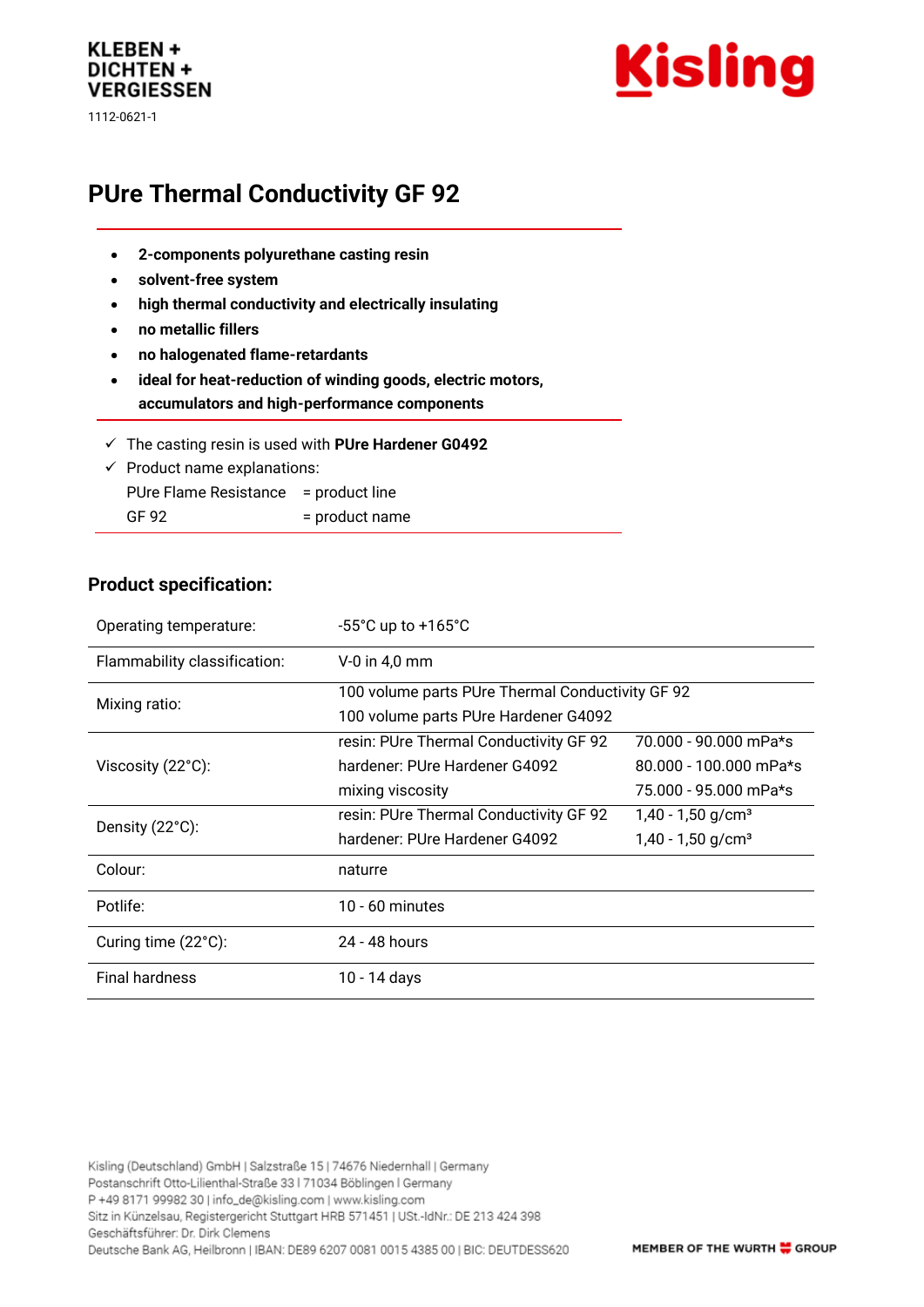KLEBEN +
DICHTEN +
VERGIESSEN

1112-0621-1

Kisling

# PUre Thermal Conductivity GF 92

- **2-components polyurethane casting resin**
- **solvent-free system**
- **high thermal conductivity and electrically insulating**
- **no metallic fillers**
- **no halogenated flame-retardants**
- **ideal for heat-reduction of winding goods, electric motors, accumulators and high-performance components**

✓ The casting resin is used with **PUre Hardener G0492**

✓ Product name explanations:

| | |
|---|---|
| PUre Flame Resistance | = product line |
| GF 92 | = product name |

## Product specification:

| | | |
|---|---|---|
| Operating temperature: | -55°C up to +165°C | |
| Flammability classification: | V-0 in 4,0 mm | |
| Mixing ratio: | 100 volume parts PUre Thermal Conductivity GF 92<br>100 volume parts PUre Hardener G4092 | |
| Viscosity (22°C): | resin: PUre Thermal Conductivity GF 92 | 70.000 - 90.000 mPa*s |
| | hardener: PUre Hardener G4092 | 80.000 - 100.000 mPa*s |
| | mixing viscosity | 75.000 - 95.000 mPa*s |
| Density (22°C): | resin: PUre Thermal Conductivity GF 92 | 1,40 - 1,50 g/cm³ |
| | hardener: PUre Hardener G4092 | 1,40 - 1,50 g/cm³ |
| Colour: | naturre | |
| Potlife: | 10 - 60 minutes | |
| Curing time (22°C): | 24 - 48 hours | |
| Final hardness | 10 - 14 days | |

Kisling (Deutschland) GmbH | Salzstraße 15 | 74676 Niedernhall | Germany
Postanschrift Otto-Lilienthal-Straße 33 I 71034 Böblingen I Germany
P +49 8171 99982 30 | info_de@kisling.com | www.kisling.com
Sitz in Künzelsau, Registergericht Stuttgart HRB 571451 | USt.-IdNr.: DE 213 424 398
Geschäftsführer: Dr. Dirk Clemens
Deutsche Bank AG, Heilbronn | IBAN: DE89 6207 0081 0015 4385 00 | BIC: DEUTDESS620

MEMBER OF THE WURTH GROUP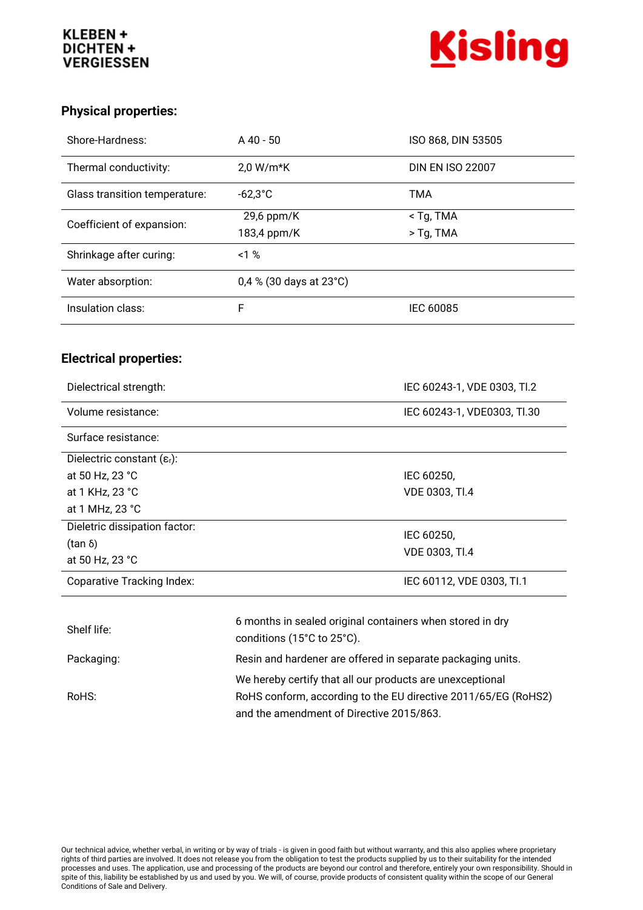## Physical properties:

| | | |
|---|---|---|
| Shore-Hardness: | A 40 - 50 | ISO 868, DIN 53505 |
| Thermal conductivity: | 2,0 W/m*K | DIN EN ISO 22007 |
| Glass transition temperature: | -62,3°C | TMA |
| Coefficient of expansion: | 29,6 ppm/K<br>183,4 ppm/K | < Tg, TMA<br>> Tg, TMA |
| Shrinkage after curing: | <1 % | |
| Water absorption: | 0,4 % (30 days at 23°C) | |
| Insulation class: | F | IEC 60085 |

## Electrical properties:

| | | |
|---|---|---|
| Dielectrical strength: | | IEC 60243-1, VDE 0303, Tl.2 |
| Volume resistance: | | IEC 60243-1, VDE0303, Tl.30 |
| Surface resistance: | | |
| Dielectric constant ($\varepsilon_r$):<br>at 50 Hz, 23 °C<br>at 1 KHz, 23 °C<br>at 1 MHz, 23 °C | | IEC 60250,<br>VDE 0303, Tl.4 |
| Dieletric dissipation factor:<br>(tan δ)<br>at 50 Hz, 23 °C | | IEC 60250,<br>VDE 0303, Tl.4 |
| Coparative Tracking Index: | | IEC 60112, VDE 0303, Tl.1 |

| | |
|---|---|
| Shelf life: | 6 months in sealed original containers when stored in dry conditions (15°C to 25°C). |
| Packaging: | Resin and hardener are offered in separate packaging units. |
| RoHS: | We hereby certify that all our products are unexceptional RoHS conform, according to the EU directive 2011/65/EG (RoHS2) and the amendment of Directive 2015/863. |

Our technical advice, whether verbal, in writing or by way of trials - is given in good faith but without warranty, and this also applies where proprietary rights of third parties are involved. It does not release you from the obligation to test the products supplied by us to their suitability for the intended processes and uses. The application, use and processing of the products are beyond our control and therefore, entirely your own responsibility. Should in spite of this, liability be established by us and used by you. We will, of course, provide products of consistent quality within the scope of our General Conditions of Sale and Delivery.